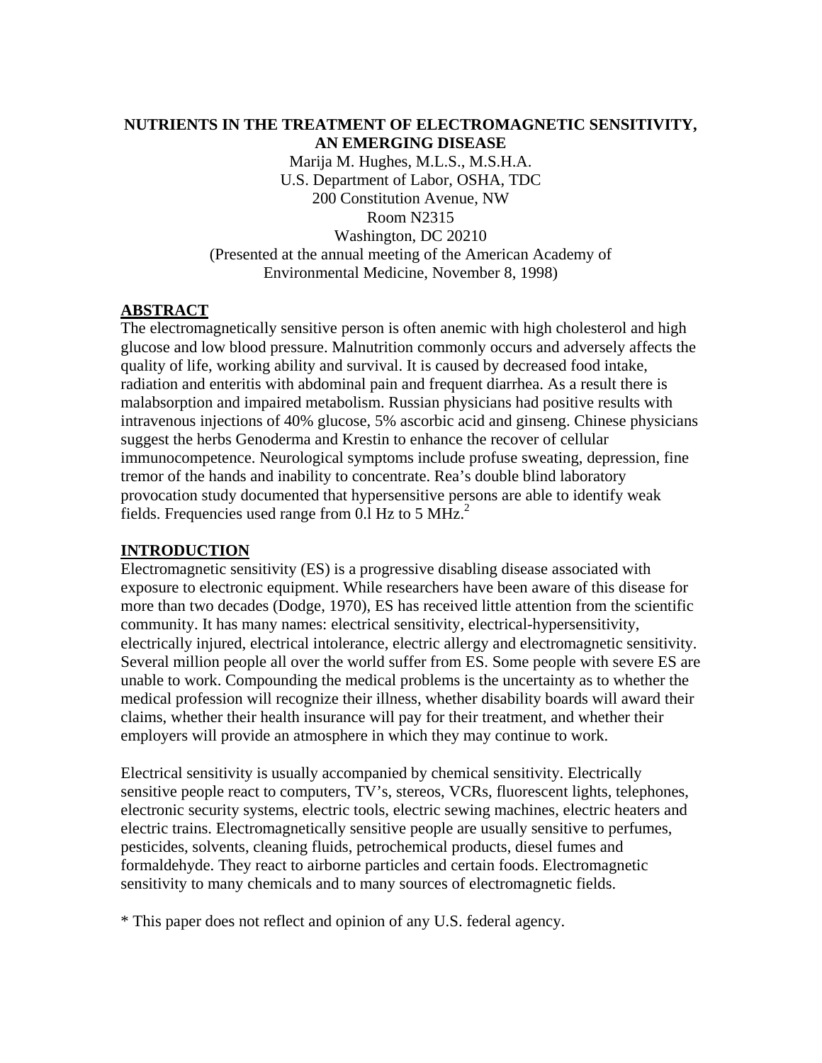# NUTRIENTS IN THE TREATMENT OF ELECTROMAGNETIC SENSITIVITY, AN EMERGING DISEASE

Marija M. Hughes, M.L.S., M.S.H.A.
U.S. Department of Labor, OSHA, TDC
200 Constitution Avenue, NW
Room N2315
Washington, DC 20210
(Presented at the annual meeting of the American Academy of Environmental Medicine, November 8, 1998)

## ABSTRACT

The electromagnetically sensitive person is often anemic with high cholesterol and high glucose and low blood pressure. Malnutrition commonly occurs and adversely affects the quality of life, working ability and survival. It is caused by decreased food intake, radiation and enteritis with abdominal pain and frequent diarrhea. As a result there is malabsorption and impaired metabolism. Russian physicians had positive results with intravenous injections of 40% glucose, 5% ascorbic acid and ginseng. Chinese physicians suggest the herbs Genoderma and Krestin to enhance the recover of cellular immunocompetence. Neurological symptoms include profuse sweating, depression, fine tremor of the hands and inability to concentrate. Rea's double blind laboratory provocation study documented that hypersensitive persons are able to identify weak fields. Frequencies used range from 0.l Hz to 5 MHz.[2]

## INTRODUCTION

Electromagnetic sensitivity (ES) is a progressive disabling disease associated with exposure to electronic equipment. While researchers have been aware of this disease for more than two decades (Dodge, 1970), ES has received little attention from the scientific community. It has many names: electrical sensitivity, electrical-hypersensitivity, electrically injured, electrical intolerance, electric allergy and electromagnetic sensitivity. Several million people all over the world suffer from ES. Some people with severe ES are unable to work. Compounding the medical problems is the uncertainty as to whether the medical profession will recognize their illness, whether disability boards will award their claims, whether their health insurance will pay for their treatment, and whether their employers will provide an atmosphere in which they may continue to work.

Electrical sensitivity is usually accompanied by chemical sensitivity. Electrically sensitive people react to computers, TV's, stereos, VCRs, fluorescent lights, telephones, electronic security systems, electric tools, electric sewing machines, electric heaters and electric trains. Electromagnetically sensitive people are usually sensitive to perfumes, pesticides, solvents, cleaning fluids, petrochemical products, diesel fumes and formaldehyde. They react to airborne particles and certain foods. Electromagnetic sensitivity to many chemicals and to many sources of electromagnetic fields.

* This paper does not reflect and opinion of any U.S. federal agency.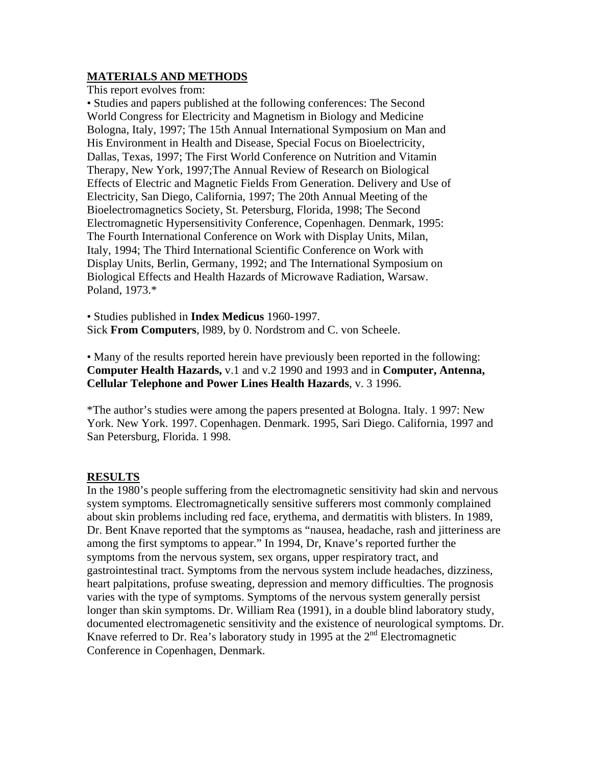## MATERIALS AND METHODS

This report evolves from:

• Studies and papers published at the following conferences: The Second World Congress for Electricity and Magnetism in Biology and Medicine Bologna, Italy, 1997; The 15th Annual International Symposium on Man and His Environment in Health and Disease, Special Focus on Bioelectricity, Dallas, Texas, 1997; The First World Conference on Nutrition and Vitamin Therapy, New York, 1997;The Annual Review of Research on Biological Effects of Electric and Magnetic Fields From Generation. Delivery and Use of Electricity, San Diego, California, 1997; The 20th Annual Meeting of the Bioelectromagnetics Society, St. Petersburg, Florida, 1998; The Second Electromagnetic Hypersensitivity Conference, Copenhagen. Denmark, 1995: The Fourth International Conference on Work with Display Units, Milan, Italy, 1994; The Third International Scientific Conference on Work with Display Units, Berlin, Germany, 1992; and The International Symposium on Biological Effects and Health Hazards of Microwave Radiation, Warsaw. Poland, 1973.*

• Studies published in **Index Medicus** 1960-1997.
Sick **From Computers**, l989, by 0. Nordstrom and C. von Scheele.

• Many of the results reported herein have previously been reported in the following: **Computer Health Hazards,** v.1 and v.2 1990 and 1993 and in **Computer, Antenna, Cellular Telephone and Power Lines Health Hazards**, v. 3 1996.

*The author's studies were among the papers presented at Bologna. Italy. 1 997: New York. New York. 1997. Copenhagen. Denmark. 1995, Sari Diego. California, 1997 and San Petersburg, Florida. 1 998.

## RESULTS

In the 1980's people suffering from the electromagnetic sensitivity had skin and nervous system symptoms. Electromagnetically sensitive sufferers most commonly complained about skin problems including red face, erythema, and dermatitis with blisters. In 1989, Dr. Bent Knave reported that the symptoms as "nausea, headache, rash and jitteriness are among the first symptoms to appear." In 1994, Dr, Knave's reported further the symptoms from the nervous system, sex organs, upper respiratory tract, and gastrointestinal tract. Symptoms from the nervous system include headaches, dizziness, heart palpitations, profuse sweating, depression and memory difficulties. The prognosis varies with the type of symptoms. Symptoms of the nervous system generally persist longer than skin symptoms. Dr. William Rea (1991), in a double blind laboratory study, documented electromagenetic sensitivity and the existence of neurological symptoms. Dr. Knave referred to Dr. Rea's laboratory study in 1995 at the 2nd Electromagnetic Conference in Copenhagen, Denmark.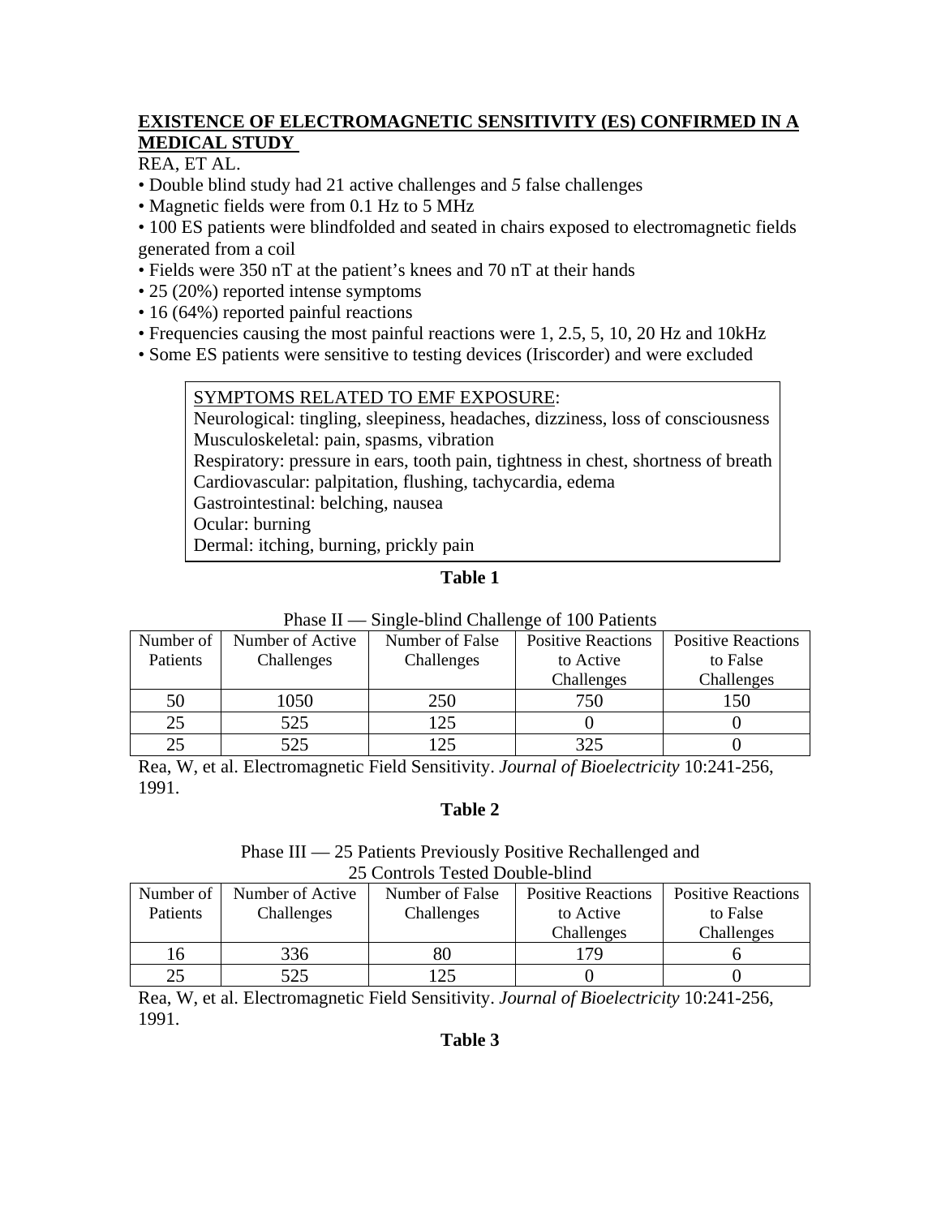**EXISTENCE OF ELECTROMAGNETIC SENSITIVITY (ES) CONFIRMED IN A MEDICAL STUDY**

REA, ET AL.

- Double blind study had 21 active challenges and *5* false challenges
- Magnetic fields were from 0.1 Hz to 5 MHz
- 100 ES patients were blindfolded and seated in chairs exposed to electromagnetic fields generated from a coil
- Fields were 350 nT at the patient's knees and 70 nT at their hands
- 25 (20%) reported intense symptoms
- 16 (64%) reported painful reactions
- Frequencies causing the most painful reactions were 1, 2.5, 5, 10, 20 Hz and 10kHz
- Some ES patients were sensitive to testing devices (Iriscorder) and were excluded

| SYMPTOMS RELATED TO EMF EXPOSURE: |
|---|
| Neurological: tingling, sleepiness, headaches, dizziness, loss of consciousness |
| Musculoskeletal: pain, spasms, vibration |
| Respiratory: pressure in ears, tooth pain, tightness in chest, shortness of breath |
| Cardiovascular: palpitation, flushing, tachycardia, edema |
| Gastrointestinal: belching, nausea |
| Ocular: burning |
| Dermal: itching, burning, prickly pain |

**Table 1**

Phase II — Single-blind Challenge of 100 Patients

| Number of Patients | Number of Active Challenges | Number of False Challenges | Positive Reactions to Active Challenges | Positive Reactions to False Challenges |
|---|---|---|---|---|
| 50 | 1050 | 250 | 750 | 150 |
| 25 | 525 | 125 | 0 | 0 |
| 25 | 525 | 125 | 325 | 0 |

Rea, W, et al. Electromagnetic Field Sensitivity. *Journal of Bioelectricity* 10:241-256, 1991.

**Table 2**

Phase III — 25 Patients Previously Positive Rechallenged and 25 Controls Tested Double-blind

| Number of Patients | Number of Active Challenges | Number of False Challenges | Positive Reactions to Active Challenges | Positive Reactions to False Challenges |
|---|---|---|---|---|
| 16 | 336 | 80 | 179 | 6 |
| 25 | 525 | 125 | 0 | 0 |

Rea, W, et al. Electromagnetic Field Sensitivity. *Journal of Bioelectricity* 10:241-256, 1991.

**Table 3**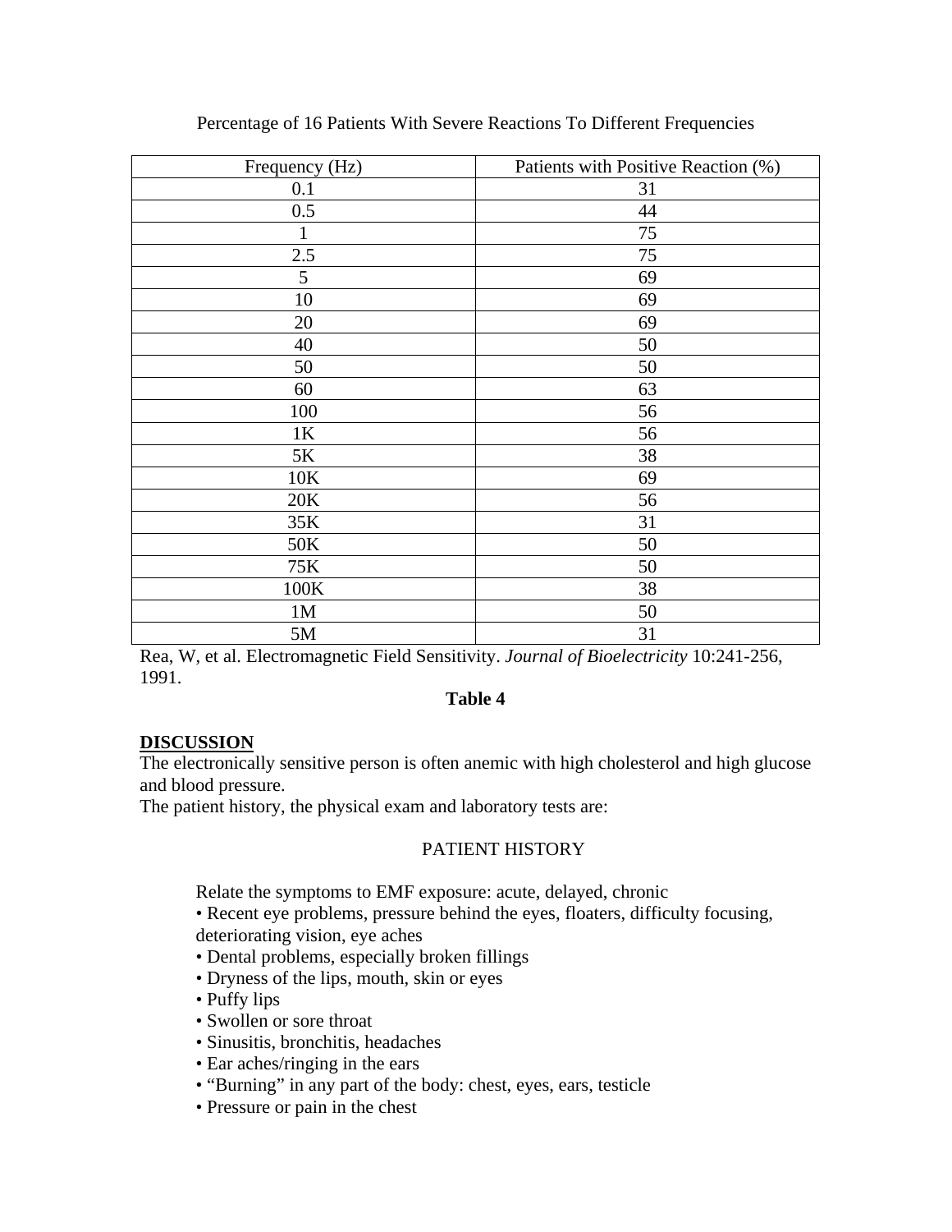Percentage of 16 Patients With Severe Reactions To Different Frequencies

| Frequency (Hz) | Patients with Positive Reaction (%) |
|---|---|
| 0.1 | 31 |
| 0.5 | 44 |
| 1 | 75 |
| 2.5 | 75 |
| 5 | 69 |
| 10 | 69 |
| 20 | 69 |
| 40 | 50 |
| 50 | 50 |
| 60 | 63 |
| 100 | 56 |
| 1K | 56 |
| 5K | 38 |
| 10K | 69 |
| 20K | 56 |
| 35K | 31 |
| 50K | 50 |
| 75K | 50 |
| 100K | 38 |
| 1M | 50 |
| 5M | 31 |

Rea, W, et al. Electromagnetic Field Sensitivity. *Journal of Bioelectricity* 10:241-256, 1991.

**Table 4**

## DISCUSSION

The electronically sensitive person is often anemic with high cholesterol and high glucose and blood pressure.

The patient history, the physical exam and laboratory tests are:

### PATIENT HISTORY

Relate the symptoms to EMF exposure: acute, delayed, chronic

- Recent eye problems, pressure behind the eyes, floaters, difficulty focusing, deteriorating vision, eye aches
- Dental problems, especially broken fillings
- Dryness of the lips, mouth, skin or eyes
- Puffy lips
- Swollen or sore throat
- Sinusitis, bronchitis, headaches
- Ear aches/ringing in the ears
- “Burning” in any part of the body: chest, eyes, ears, testicle
- Pressure or pain in the chest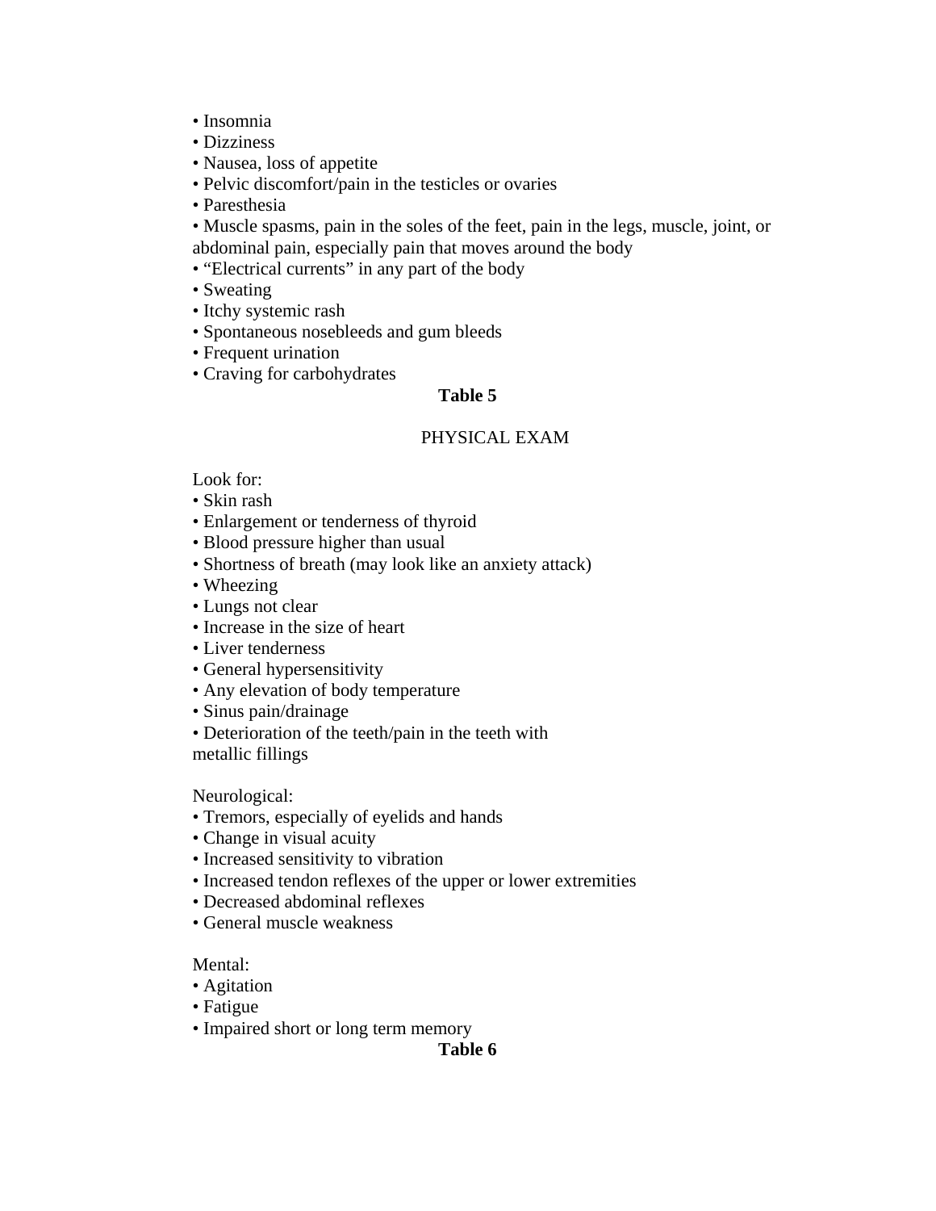- Insomnia
- Dizziness
- Nausea, loss of appetite
- Pelvic discomfort/pain in the testicles or ovaries
- Paresthesia
- Muscle spasms, pain in the soles of the feet, pain in the legs, muscle, joint, or abdominal pain, especially pain that moves around the body
- "Electrical currents" in any part of the body
- Sweating
- Itchy systemic rash
- Spontaneous nosebleeds and gum bleeds
- Frequent urination
- Craving for carbohydrates

**Table 5**

PHYSICAL EXAM

Look for:

- Skin rash
- Enlargement or tenderness of thyroid
- Blood pressure higher than usual
- Shortness of breath (may look like an anxiety attack)
- Wheezing
- Lungs not clear
- Increase in the size of heart
- Liver tenderness
- General hypersensitivity
- Any elevation of body temperature
- Sinus pain/drainage
- Deterioration of the teeth/pain in the teeth with metallic fillings

Neurological:

- Tremors, especially of eyelids and hands
- Change in visual acuity
- Increased sensitivity to vibration
- Increased tendon reflexes of the upper or lower extremities
- Decreased abdominal reflexes
- General muscle weakness

Mental:

- Agitation
- Fatigue
- Impaired short or long term memory

**Table 6**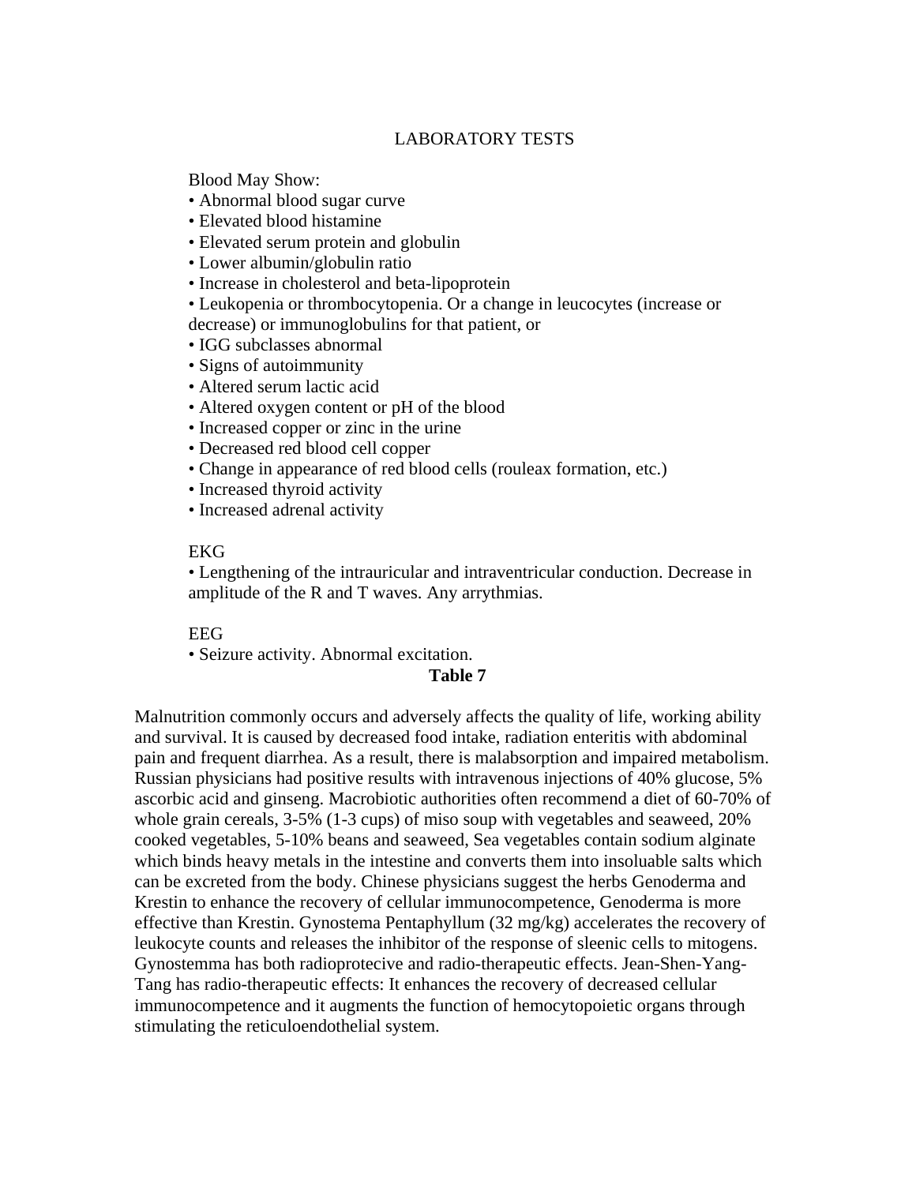## LABORATORY TESTS

Blood May Show:

- Abnormal blood sugar curve
- Elevated blood histamine
- Elevated serum protein and globulin
- Lower albumin/globulin ratio
- Increase in cholesterol and beta-lipoprotein
- Leukopenia or thrombocytopenia. Or a change in leucocytes (increase or decrease) or immunoglobulins for that patient, or
- IGG subclasses abnormal
- Signs of autoimmunity
- Altered serum lactic acid
- Altered oxygen content or pH of the blood
- Increased copper or zinc in the urine
- Decreased red blood cell copper
- Change in appearance of red blood cells (rouleax formation, etc.)
- Increased thyroid activity
- Increased adrenal activity

EKG

- Lengthening of the intrauricular and intraventricular conduction. Decrease in amplitude of the R and T waves. Any arrythmias.

EEG

- Seizure activity. Abnormal excitation.

**Table 7**

Malnutrition commonly occurs and adversely affects the quality of life, working ability and survival. It is caused by decreased food intake, radiation enteritis with abdominal pain and frequent diarrhea. As a result, there is malabsorption and impaired metabolism. Russian physicians had positive results with intravenous injections of 40% glucose, 5% ascorbic acid and ginseng. Macrobiotic authorities often recommend a diet of 60-70% of whole grain cereals, 3-5% (1-3 cups) of miso soup with vegetables and seaweed, 20% cooked vegetables, 5-10% beans and seaweed, Sea vegetables contain sodium alginate which binds heavy metals in the intestine and converts them into insoluable salts which can be excreted from the body. Chinese physicians suggest the herbs Genoderma and Krestin to enhance the recovery of cellular immunocompetence, Genoderma is more effective than Krestin. Gynostema Pentaphyllum (32 mg/kg) accelerates the recovery of leukocyte counts and releases the inhibitor of the response of sleenic cells to mitogens. Gynostemma has both radioprotecive and radio-therapeutic effects. Jean-Shen-Yang-Tang has radio-therapeutic effects: It enhances the recovery of decreased cellular immunocompetence and it augments the function of hemocytopoietic organs through stimulating the reticuloendothelial system.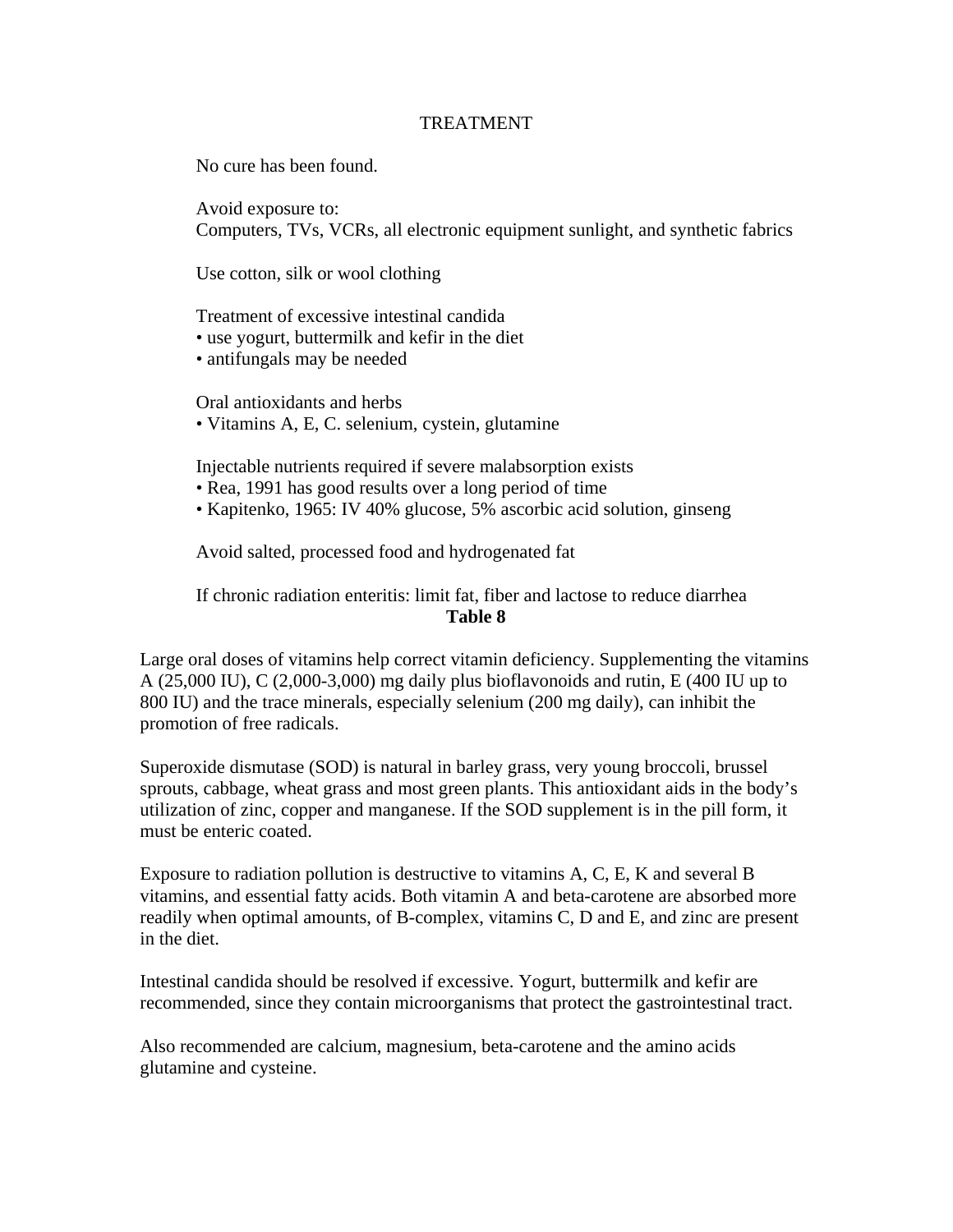TREATMENT

No cure has been found.

Avoid exposure to:
Computers, TVs, VCRs, all electronic equipment sunlight, and synthetic fabrics

Use cotton, silk or wool clothing

Treatment of excessive intestinal candida
• use yogurt, buttermilk and kefir in the diet
• antifungals may be needed

Oral antioxidants and herbs
• Vitamins A, E, C. selenium, cystein, glutamine

Injectable nutrients required if severe malabsorption exists
• Rea, 1991 has good results over a long period of time
• Kapitenko, 1965: IV 40% glucose, 5% ascorbic acid solution, ginseng

Avoid salted, processed food and hydrogenated fat

If chronic radiation enteritis: limit fat, fiber and lactose to reduce diarrhea

**Table 8**

Large oral doses of vitamins help correct vitamin deficiency. Supplementing the vitamins A (25,000 IU), C (2,000-3,000) mg daily plus bioflavonoids and rutin, E (400 IU up to 800 IU) and the trace minerals, especially selenium (200 mg daily), can inhibit the promotion of free radicals.

Superoxide dismutase (SOD) is natural in barley grass, very young broccoli, brussel sprouts, cabbage, wheat grass and most green plants. This antioxidant aids in the body's utilization of zinc, copper and manganese. If the SOD supplement is in the pill form, it must be enteric coated.

Exposure to radiation pollution is destructive to vitamins A, C, E, K and several B vitamins, and essential fatty acids. Both vitamin A and beta-carotene are absorbed more readily when optimal amounts, of B-complex, vitamins C, D and E, and zinc are present in the diet.

Intestinal candida should be resolved if excessive. Yogurt, buttermilk and kefir are recommended, since they contain microorganisms that protect the gastrointestinal tract.

Also recommended are calcium, magnesium, beta-carotene and the amino acids glutamine and cysteine.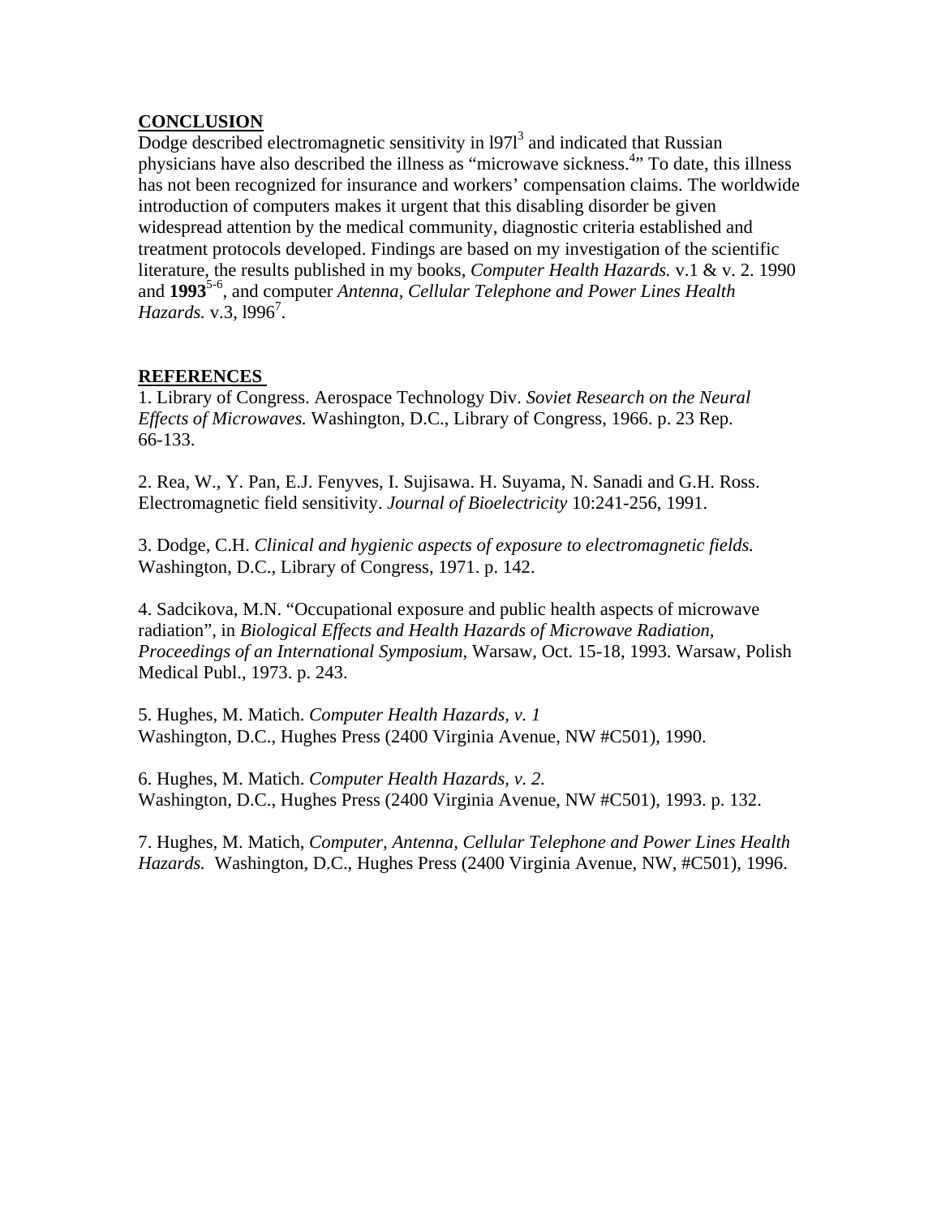## CONCLUSION

Dodge described electromagnetic sensitivity in l97l[3] and indicated that Russian physicians have also described the illness as "microwave sickness.[4]" To date, this illness has not been recognized for insurance and workers' compensation claims. The worldwide introduction of computers makes it urgent that this disabling disorder be given widespread attention by the medical community, diagnostic criteria established and treatment protocols developed. Findings are based on my investigation of the scientific literature, the results published in my books, *Computer Health Hazards.* v.1 & v. 2. 1990 and **1993**[5-6], and computer *Antenna, Cellular Telephone and Power Lines Health Hazards.* v.3, l996[7].

## REFERENCES

1. Library of Congress. Aerospace Technology Div. *Soviet Research on the Neural Effects of Microwaves.* Washington, D.C., Library of Congress, 1966. p. 23 Rep. 66-133.

2. Rea, W., Y. Pan, E.J. Fenyves, I. Sujisawa. H. Suyama, N. Sanadi and G.H. Ross. Electromagnetic field sensitivity. *Journal of Bioelectricity* 10:241-256, 1991.

3. Dodge, C.H. *Clinical and hygienic aspects of exposure to electromagnetic fields.* Washington, D.C., Library of Congress, 1971. p. 142.

4. Sadcikova, M.N. "Occupational exposure and public health aspects of microwave radiation", in *Biological Effects and Health Hazards of Microwave Radiation, Proceedings of an International Symposium,* Warsaw, Oct. 15-18, 1993. Warsaw, Polish Medical Publ., 1973. p. 243.

5. Hughes, M. Matich. *Computer Health Hazards, v. 1* Washington, D.C., Hughes Press (2400 Virginia Avenue, NW #C501), 1990.

6. Hughes, M. Matich. *Computer Health Hazards, v. 2.* Washington, D.C., Hughes Press (2400 Virginia Avenue, NW #C501), 1993. p. 132.

7. Hughes, M. Matich, *Computer, Antenna, Cellular Telephone and Power Lines Health Hazards.* Washington, D.C., Hughes Press (2400 Virginia Avenue, NW, #C501), 1996.